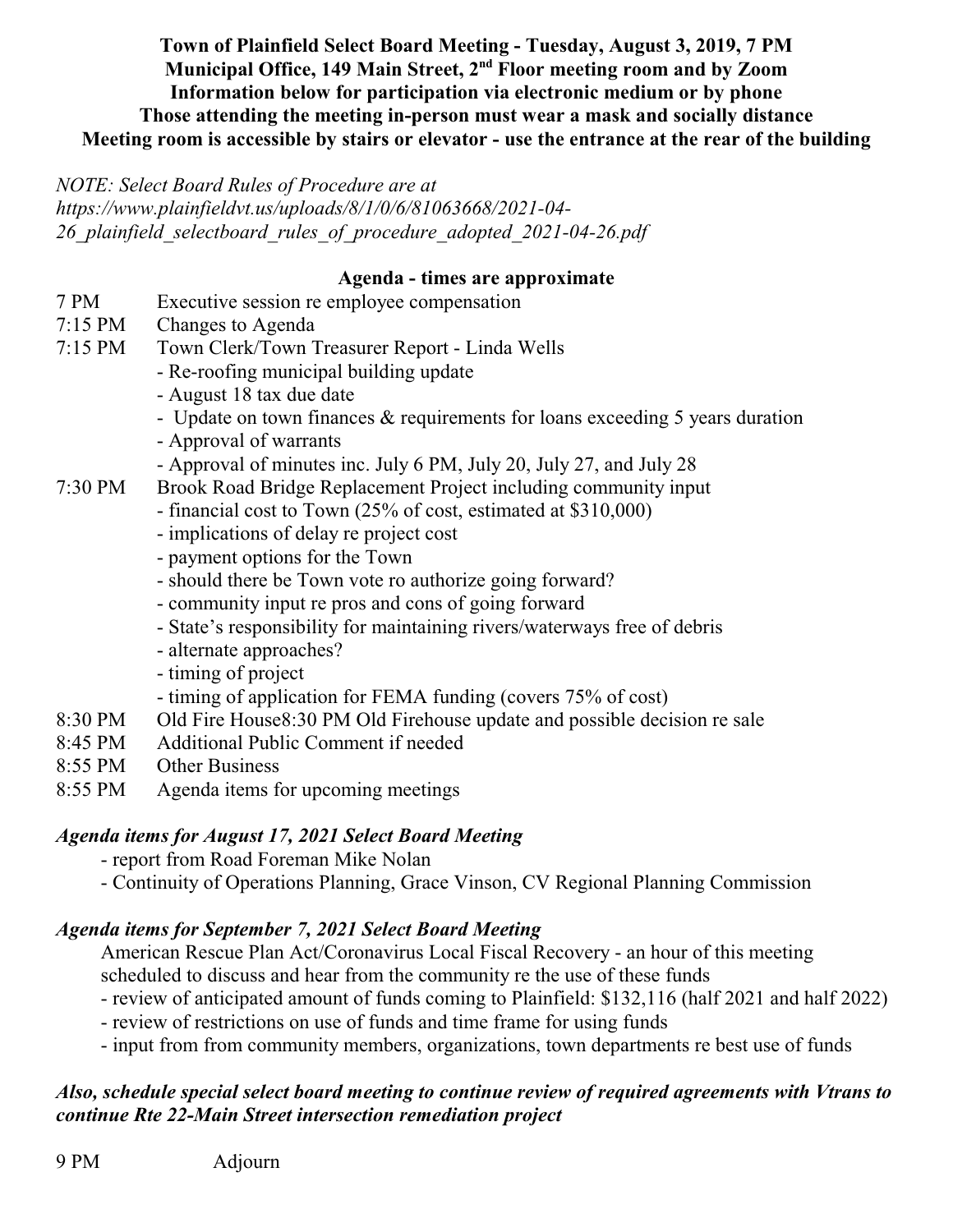**Town of Plainfield Select Board Meeting - Tuesday, August 3, 2019, 7 PM**
**Municipal Office, 149 Main Street, 2nd Floor meeting room and by Zoom**
**Information below for participation via electronic medium or by phone**
**Those attending the meeting in-person must wear a mask and socially distance**
**Meeting room is accessible by stairs or elevator - use the entrance at the rear of the building**

*NOTE: Select Board Rules of Procedure are at https://www.plainfieldvt.us/uploads/8/1/0/6/81063668/2021-04-26_plainfield_selectboard_rules_of_procedure_adopted_2021-04-26.pdf*

## Agenda - times are approximate

7 PM Executive session re employee compensation

7:15 PM Changes to Agenda

7:15 PM Town Clerk/Town Treasurer Report - Linda Wells
- Re-roofing municipal building update
- August 18 tax due date
- Update on town finances & requirements for loans exceeding 5 years duration
- Approval of warrants
- Approval of minutes inc. July 6 PM, July 20, July 27, and July 28

7:30 PM Brook Road Bridge Replacement Project including community input
- financial cost to Town (25% of cost, estimated at $310,000)
- implications of delay re project cost
- payment options for the Town
- should there be Town vote ro authorize going forward?
- community input re pros and cons of going forward
- State's responsibility for maintaining rivers/waterways free of debris
- alternate approaches?
- timing of project
- timing of application for FEMA funding (covers 75% of cost)

8:30 PM Old Fire House8:30 PM Old Firehouse update and possible decision re sale

8:45 PM Additional Public Comment if needed

8:55 PM Other Business

8:55 PM Agenda items for upcoming meetings

### *Agenda items for August 17, 2021 Select Board Meeting*

- report from Road Foreman Mike Nolan
- Continuity of Operations Planning, Grace Vinson, CV Regional Planning Commission

### *Agenda items for September 7, 2021 Select Board Meeting*

American Rescue Plan Act/Coronavirus Local Fiscal Recovery - an hour of this meeting scheduled to discuss and hear from the community re the use of these funds
- review of anticipated amount of funds coming to Plainfield: $132,116 (half 2021 and half 2022)
- review of restrictions on use of funds and time frame for using funds
- input from from community members, organizations, town departments re best use of funds

***Also, schedule special select board meeting to continue review of required agreements with Vtrans to continue Rte 22-Main Street intersection remediation project***

9 PM Adjourn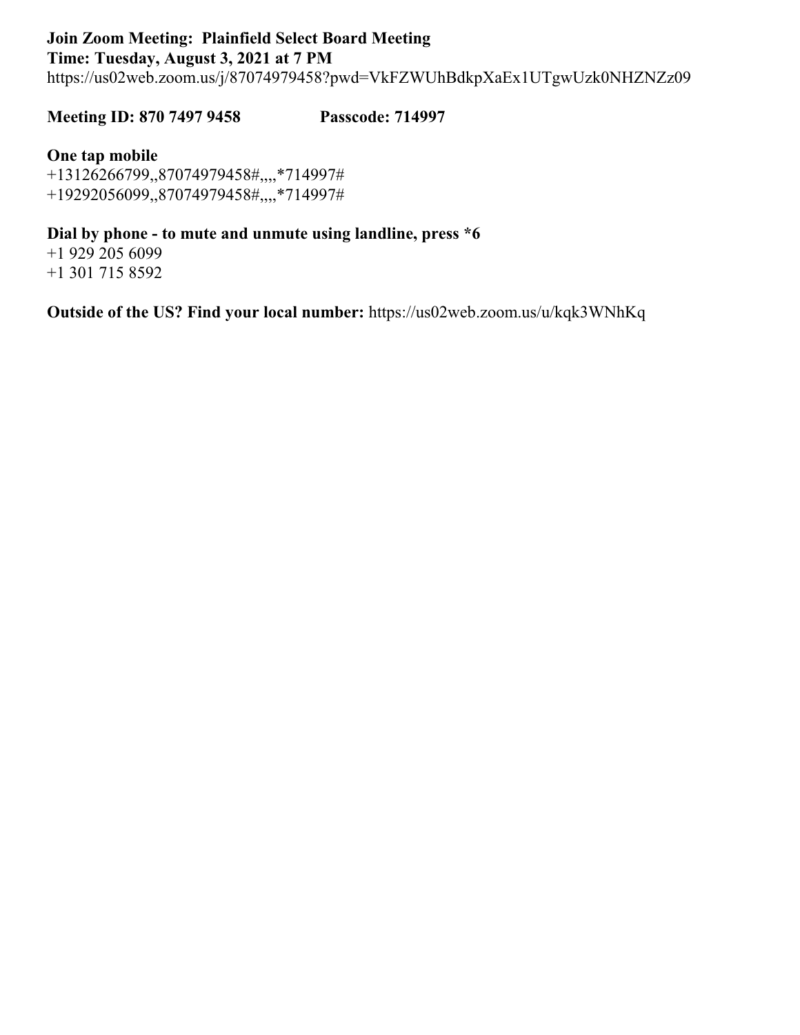**Join Zoom Meeting: Plainfield Select Board Meeting**
**Time: Tuesday, August 3, 2021 at 7 PM**
https://us02web.zoom.us/j/87074979458?pwd=VkFZWUhBdkpXaEx1UTgwUzk0NHZNZz09

**Meeting ID: 870 7497 9458** **Passcode: 714997**

**One tap mobile**
+13126266799,,87074979458#,,,,*714997#
+19292056099,,87074979458#,,,,*714997#

**Dial by phone - to mute and unmute using landline, press *6**
+1 929 205 6099
+1 301 715 8592

**Outside of the US? Find your local number:** https://us02web.zoom.us/u/kqk3WNhKq